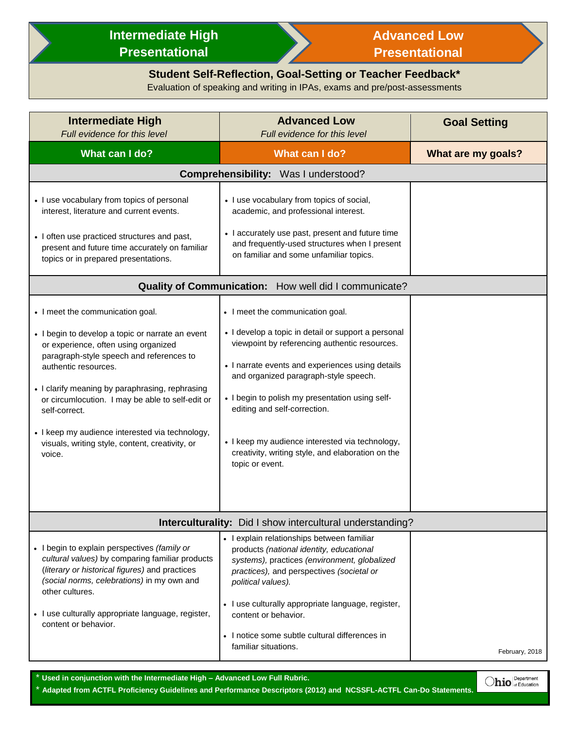# Intermediate High Presentational → Advanced Low Presentational

**Student Self-Reflection, Goal-Setting or Teacher Feedback***

Evaluation of speaking and writing in IPAs, exams and pre/post-assessments

| **Intermediate High** *Full evidence for this level* | **Advanced Low** *Full evidence for this level* | **Goal Setting** |
|---|---|---|
| **What can I do?** | **What can I do?** | **What are my goals?** |
| **Comprehensibility:** Was I understood? | | |
| • I use vocabulary from topics of personal interest, literature and current events.<br><br>• I often use practiced structures and past, present and future time accurately on familiar topics or in prepared presentations. | • I use vocabulary from topics of social, academic, and professional interest.<br><br>• I accurately use past, present and future time and frequently-used structures when I present on familiar and some unfamiliar topics. | |
| **Quality of Communication:** How well did I communicate? | | |
| • I meet the communication goal.<br><br>• I begin to develop a topic or narrate an event or experience, often using organized paragraph-style speech and references to authentic resources.<br><br>• I clarify meaning by paraphrasing, rephrasing or circumlocution. I may be able to self-edit or self-correct.<br><br>• I keep my audience interested via technology, visuals, writing style, content, creativity, or voice. | • I meet the communication goal.<br><br>• I develop a topic in detail or support a personal viewpoint by referencing authentic resources.<br><br>• I narrate events and experiences using details and organized paragraph-style speech.<br><br>• I begin to polish my presentation using self-editing and self-correction.<br><br>• I keep my audience interested via technology, creativity, writing style, and elaboration on the topic or event. | |
| **Interculturality:** Did I show intercultural understanding? | | |
| • I begin to explain perspectives *(family or cultural values)* by comparing familiar products (*literary or historical figures)* and practices *(social norms, celebrations)* in my own and other cultures.<br><br>• I use culturally appropriate language, register, content or behavior. | • I explain relationships between familiar products *(national identity, educational systems)*, practices *(environment, globalized practices)*, and perspectives *(societal or political values)*.<br><br>• I use culturally appropriate language, register, content or behavior.<br><br>• I notice some subtle cultural differences in familiar situations. | February, 2018 |

* **Used in conjunction with the Intermediate High – Advanced Low Full Rubric.**

* **Adapted from ACTFL Proficiency Guidelines and Performance Descriptors (2012) and NCSSFL-ACTFL Can-Do Statements.**

Ohio Department of Education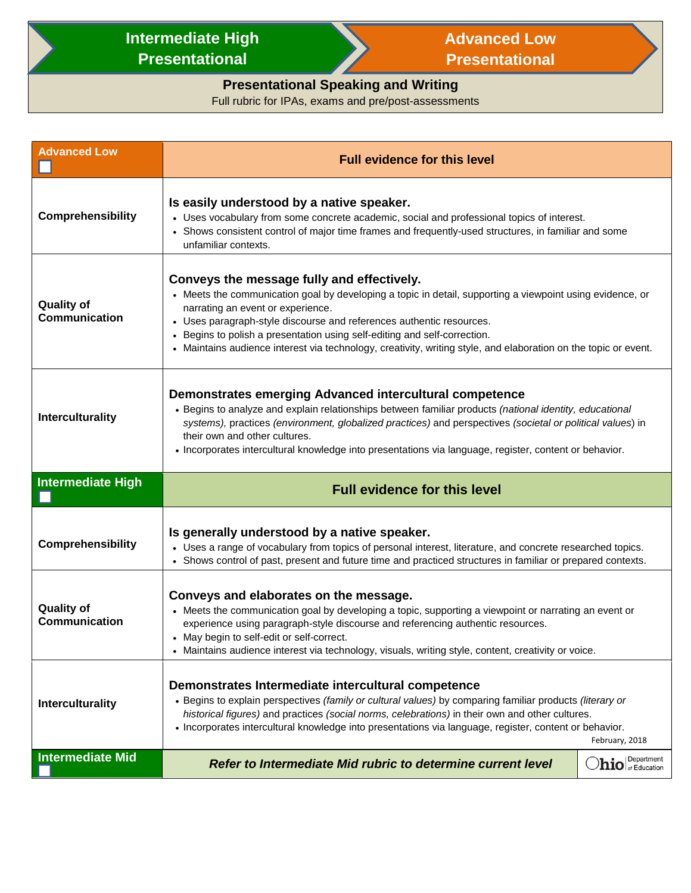# Intermediate High Presentational → Advanced Low Presentational

## Presentational Speaking and Writing

Full rubric for IPAs, exams and pre/post-assessments

| Advanced Low ☐ | Full evidence for this level |
|---|---|
| **Comprehensibility** | **Is easily understood by a native speaker.**<br>• Uses vocabulary from some concrete academic, social and professional topics of interest.<br>• Shows consistent control of major time frames and frequently-used structures, in familiar and some unfamiliar contexts. |
| **Quality of Communication** | **Conveys the message fully and effectively.**<br>• Meets the communication goal by developing a topic in detail, supporting a viewpoint using evidence, or narrating an event or experience.<br>• Uses paragraph-style discourse and references authentic resources.<br>• Begins to polish a presentation using self-editing and self-correction.<br>• Maintains audience interest via technology, creativity, writing style, and elaboration on the topic or event. |
| **Interculturality** | **Demonstrates emerging Advanced intercultural competence**<br>• Begins to analyze and explain relationships between familiar products *(national identity, educational systems),* practices *(environment, globalized practices)* and perspectives *(societal or political values*) in their own and other cultures.<br>• Incorporates intercultural knowledge into presentations via language, register, content or behavior. |
| **Intermediate High ☐** | **Full evidence for this level** |
| **Comprehensibility** | **Is generally understood by a native speaker.**<br>• Uses a range of vocabulary from topics of personal interest, literature, and concrete researched topics.<br>• Shows control of past, present and future time and practiced structures in familiar or prepared contexts. |
| **Quality of Communication** | **Conveys and elaborates on the message.**<br>• Meets the communication goal by developing a topic, supporting a viewpoint or narrating an event or experience using paragraph-style discourse and referencing authentic resources.<br>• May begin to self-edit or self-correct.<br>• Maintains audience interest via technology, visuals, writing style, content, creativity or voice. |
| **Interculturality** | **Demonstrates Intermediate intercultural competence**<br>• Begins to explain perspectives *(family or cultural values)* by comparing familiar products *(literary or historical figures)* and practices *(social norms, celebrations)* in their own and other cultures.<br>• Incorporates intercultural knowledge into presentations via language, register, content or behavior. |
| **Intermediate Mid ☐** | ***Refer to Intermediate Mid rubric to determine current level*** |

February, 2018

Ohio Department of Education